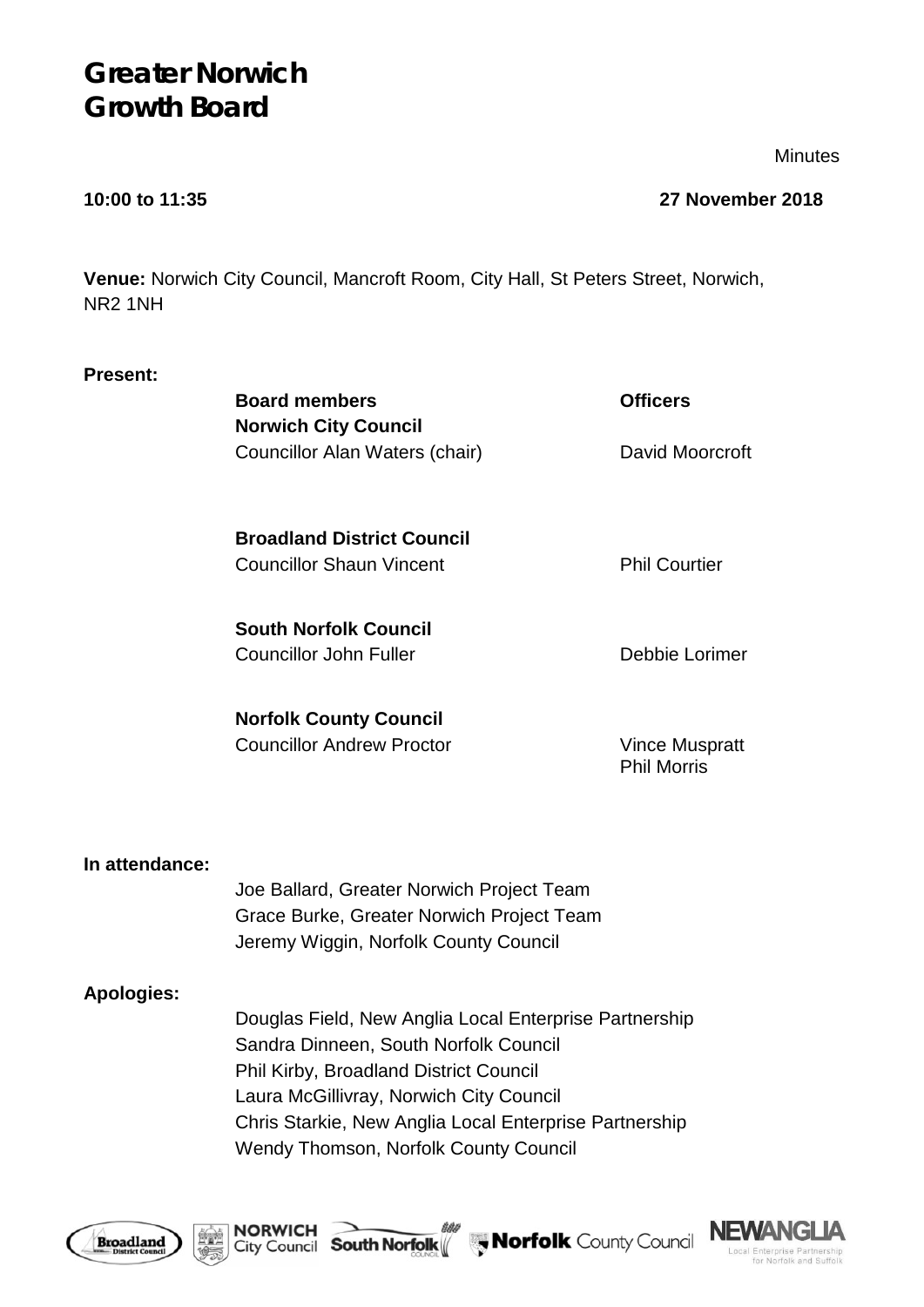# Greater Norwich Growth Board

Minutes

**10:00 to 11:35** **27 November 2018**

**Venue:** Norwich City Council, Mancroft Room, City Hall, St Peters Street, Norwich, NR2 1NH

**Present:**

| Board members | Officers |
|---|---|
| **Norwich City Council** | |
| Councillor Alan Waters (chair) | David Moorcroft |
| **Broadland District Council** | |
| Councillor Shaun Vincent | Phil Courtier |
| **South Norfolk Council** | |
| Councillor John Fuller | Debbie Lorimer |
| **Norfolk County Council** | |
| Councillor Andrew Proctor | Vince Muspratt<br>Phil Morris |

**In attendance:**

Joe Ballard, Greater Norwich Project Team
Grace Burke, Greater Norwich Project Team
Jeremy Wiggin, Norfolk County Council

**Apologies:**

Douglas Field, New Anglia Local Enterprise Partnership
Sandra Dinneen, South Norfolk Council
Phil Kirby, Broadland District Council
Laura McGillivray, Norwich City Council
Chris Starkie, New Anglia Local Enterprise Partnership
Wendy Thomson, Norfolk County Council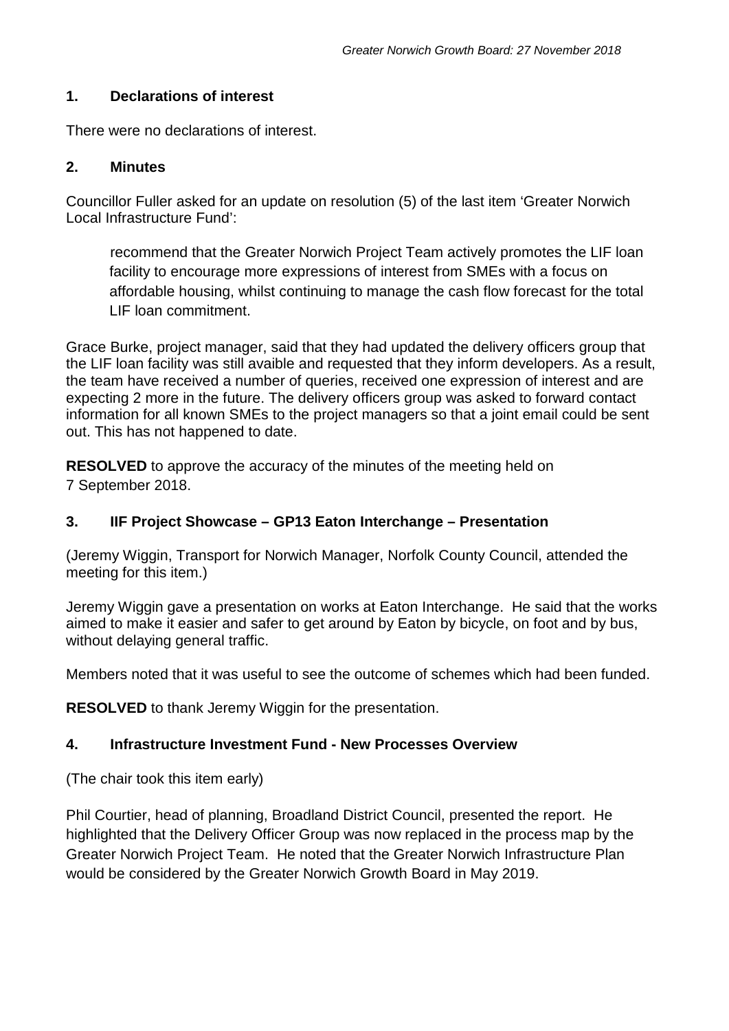## 1. Declarations of interest

There were no declarations of interest.

## 2. Minutes

Councillor Fuller asked for an update on resolution (5) of the last item 'Greater Norwich Local Infrastructure Fund':

> recommend that the Greater Norwich Project Team actively promotes the LIF loan facility to encourage more expressions of interest from SMEs with a focus on affordable housing, whilst continuing to manage the cash flow forecast for the total LIF loan commitment.

Grace Burke, project manager, said that they had updated the delivery officers group that the LIF loan facility was still avaible and requested that they inform developers. As a result, the team have received a number of queries, received one expression of interest and are expecting 2 more in the future. The delivery officers group was asked to forward contact information for all known SMEs to the project managers so that a joint email could be sent out. This has not happened to date.

**RESOLVED** to approve the accuracy of the minutes of the meeting held on 7 September 2018.

## 3. IIF Project Showcase – GP13 Eaton Interchange – Presentation

(Jeremy Wiggin, Transport for Norwich Manager, Norfolk County Council, attended the meeting for this item.)

Jeremy Wiggin gave a presentation on works at Eaton Interchange. He said that the works aimed to make it easier and safer to get around by Eaton by bicycle, on foot and by bus, without delaying general traffic.

Members noted that it was useful to see the outcome of schemes which had been funded.

**RESOLVED** to thank Jeremy Wiggin for the presentation.

## 4. Infrastructure Investment Fund - New Processes Overview

(The chair took this item early)

Phil Courtier, head of planning, Broadland District Council, presented the report. He highlighted that the Delivery Officer Group was now replaced in the process map by the Greater Norwich Project Team. He noted that the Greater Norwich Infrastructure Plan would be considered by the Greater Norwich Growth Board in May 2019.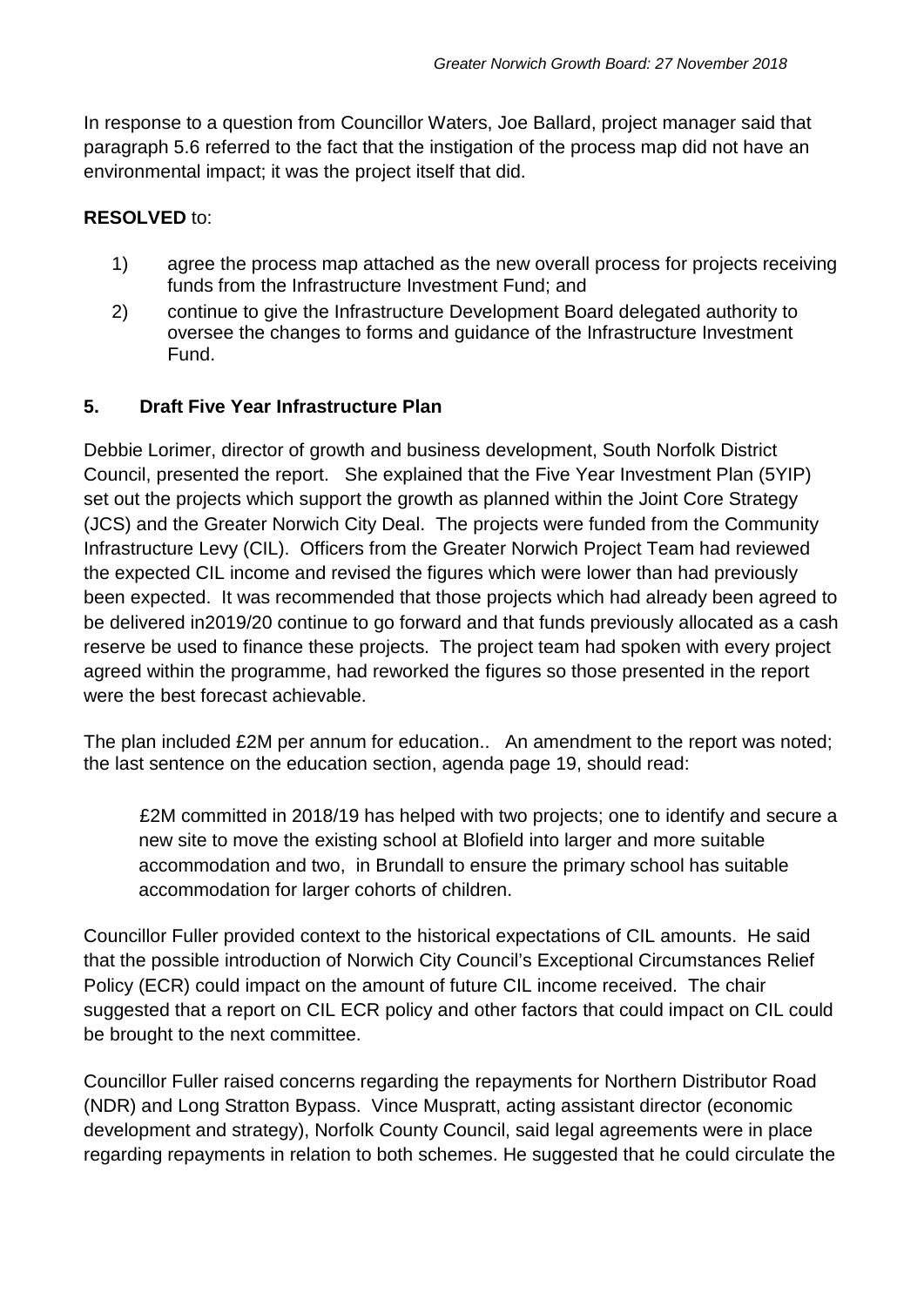In response to a question from Councillor Waters, Joe Ballard, project manager said that paragraph 5.6 referred to the fact that the instigation of the process map did not have an environmental impact; it was the project itself that did.

**RESOLVED** to:

1) agree the process map attached as the new overall process for projects receiving funds from the Infrastructure Investment Fund; and
2) continue to give the Infrastructure Development Board delegated authority to oversee the changes to forms and guidance of the Infrastructure Investment Fund.

## 5. Draft Five Year Infrastructure Plan

Debbie Lorimer, director of growth and business development, South Norfolk District Council, presented the report. She explained that the Five Year Investment Plan (5YIP) set out the projects which support the growth as planned within the Joint Core Strategy (JCS) and the Greater Norwich City Deal. The projects were funded from the Community Infrastructure Levy (CIL). Officers from the Greater Norwich Project Team had reviewed the expected CIL income and revised the figures which were lower than had previously been expected. It was recommended that those projects which had already been agreed to be delivered in2019/20 continue to go forward and that funds previously allocated as a cash reserve be used to finance these projects. The project team had spoken with every project agreed within the programme, had reworked the figures so those presented in the report were the best forecast achievable.

The plan included £2M per annum for education.. An amendment to the report was noted; the last sentence on the education section, agenda page 19, should read:

> £2M committed in 2018/19 has helped with two projects; one to identify and secure a new site to move the existing school at Blofield into larger and more suitable accommodation and two, in Brundall to ensure the primary school has suitable accommodation for larger cohorts of children.

Councillor Fuller provided context to the historical expectations of CIL amounts. He said that the possible introduction of Norwich City Council's Exceptional Circumstances Relief Policy (ECR) could impact on the amount of future CIL income received. The chair suggested that a report on CIL ECR policy and other factors that could impact on CIL could be brought to the next committee.

Councillor Fuller raised concerns regarding the repayments for Northern Distributor Road (NDR) and Long Stratton Bypass. Vince Muspratt, acting assistant director (economic development and strategy), Norfolk County Council, said legal agreements were in place regarding repayments in relation to both schemes. He suggested that he could circulate the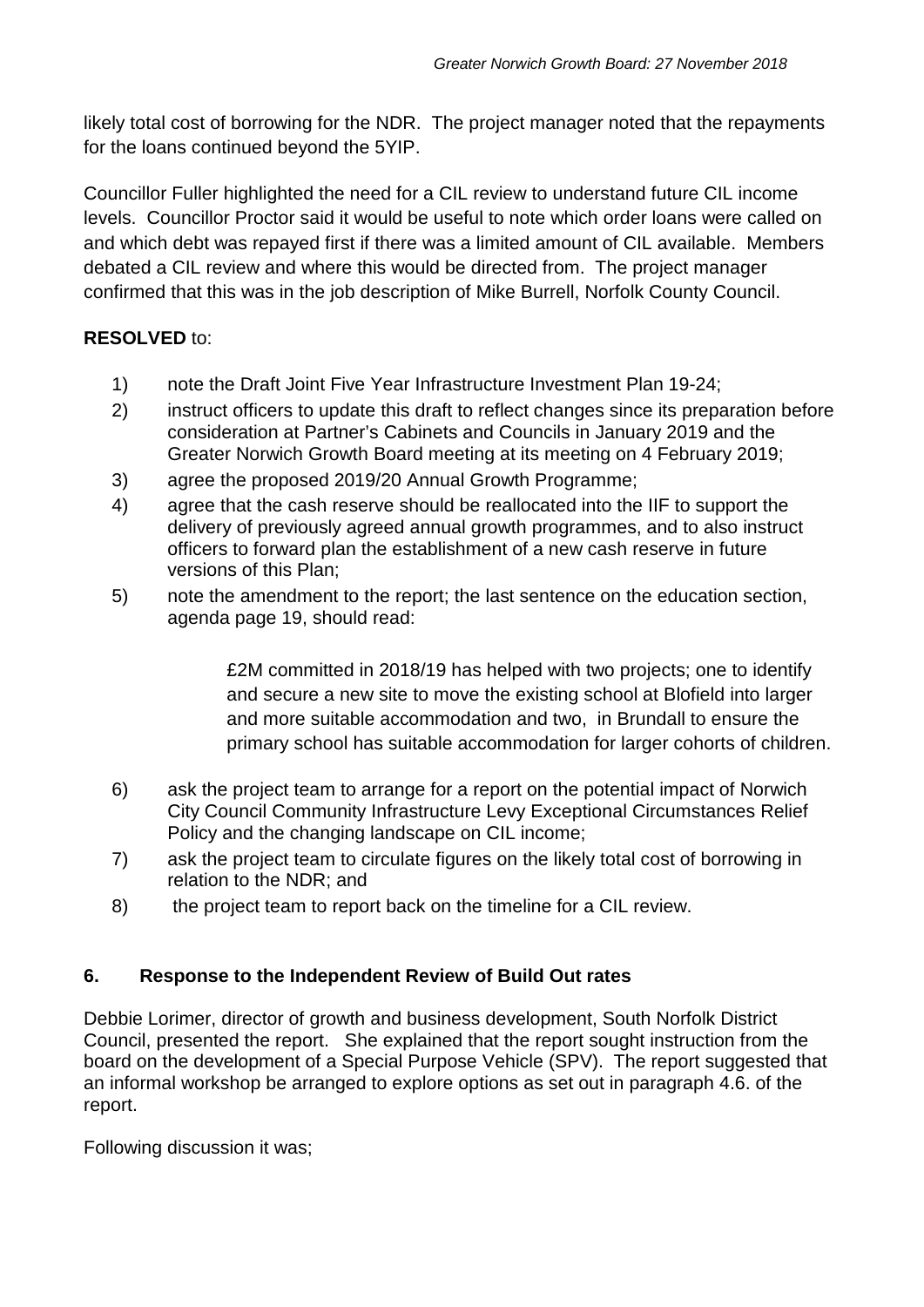likely total cost of borrowing for the NDR. The project manager noted that the repayments for the loans continued beyond the 5YIP.

Councillor Fuller highlighted the need for a CIL review to understand future CIL income levels. Councillor Proctor said it would be useful to note which order loans were called on and which debt was repayed first if there was a limited amount of CIL available. Members debated a CIL review and where this would be directed from. The project manager confirmed that this was in the job description of Mike Burrell, Norfolk County Council.

**RESOLVED** to:

1) note the Draft Joint Five Year Infrastructure Investment Plan 19-24;
2) instruct officers to update this draft to reflect changes since its preparation before consideration at Partner's Cabinets and Councils in January 2019 and the Greater Norwich Growth Board meeting at its meeting on 4 February 2019;
3) agree the proposed 2019/20 Annual Growth Programme;
4) agree that the cash reserve should be reallocated into the IIF to support the delivery of previously agreed annual growth programmes, and to also instruct officers to forward plan the establishment of a new cash reserve in future versions of this Plan;
5) note the amendment to the report; the last sentence on the education section, agenda page 19, should read:

    > £2M committed in 2018/19 has helped with two projects; one to identify and secure a new site to move the existing school at Blofield into larger and more suitable accommodation and two, in Brundall to ensure the primary school has suitable accommodation for larger cohorts of children.

6) ask the project team to arrange for a report on the potential impact of Norwich City Council Community Infrastructure Levy Exceptional Circumstances Relief Policy and the changing landscape on CIL income;
7) ask the project team to circulate figures on the likely total cost of borrowing in relation to the NDR; and
8) the project team to report back on the timeline for a CIL review.

## 6. Response to the Independent Review of Build Out rates

Debbie Lorimer, director of growth and business development, South Norfolk District Council, presented the report. She explained that the report sought instruction from the board on the development of a Special Purpose Vehicle (SPV). The report suggested that an informal workshop be arranged to explore options as set out in paragraph 4.6. of the report.

Following discussion it was;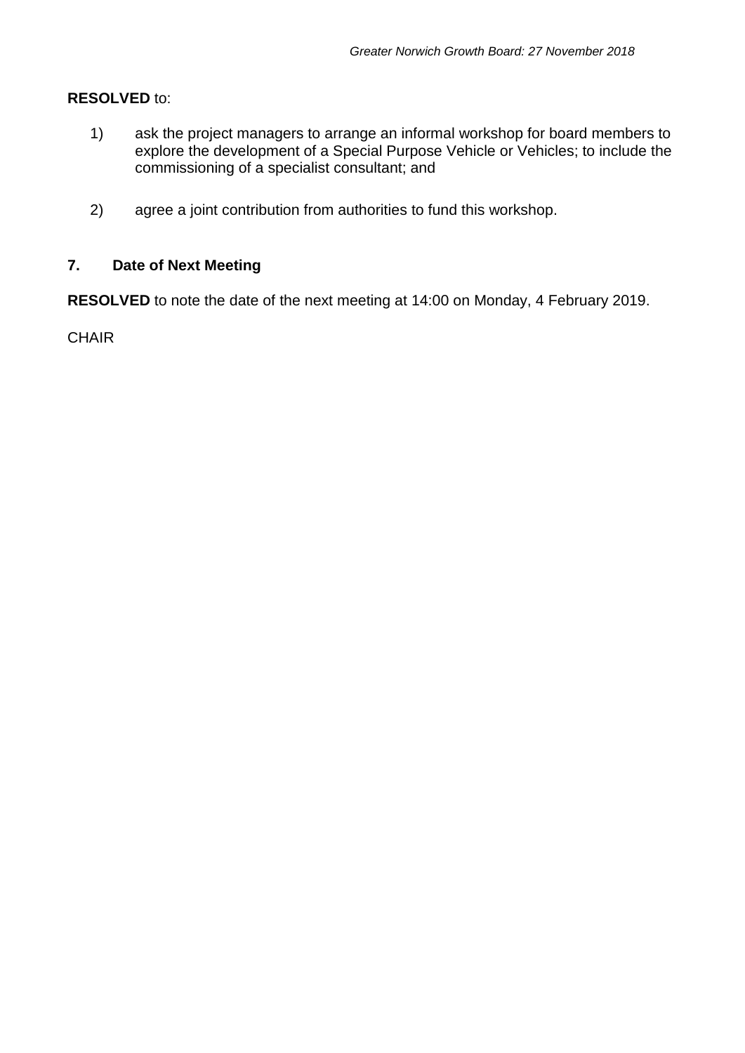**RESOLVED** to:

1) ask the project managers to arrange an informal workshop for board members to explore the development of a Special Purpose Vehicle or Vehicles; to include the commissioning of a specialist consultant; and

2) agree a joint contribution from authorities to fund this workshop.

## 7. Date of Next Meeting

**RESOLVED** to note the date of the next meeting at 14:00 on Monday, 4 February 2019.

CHAIR